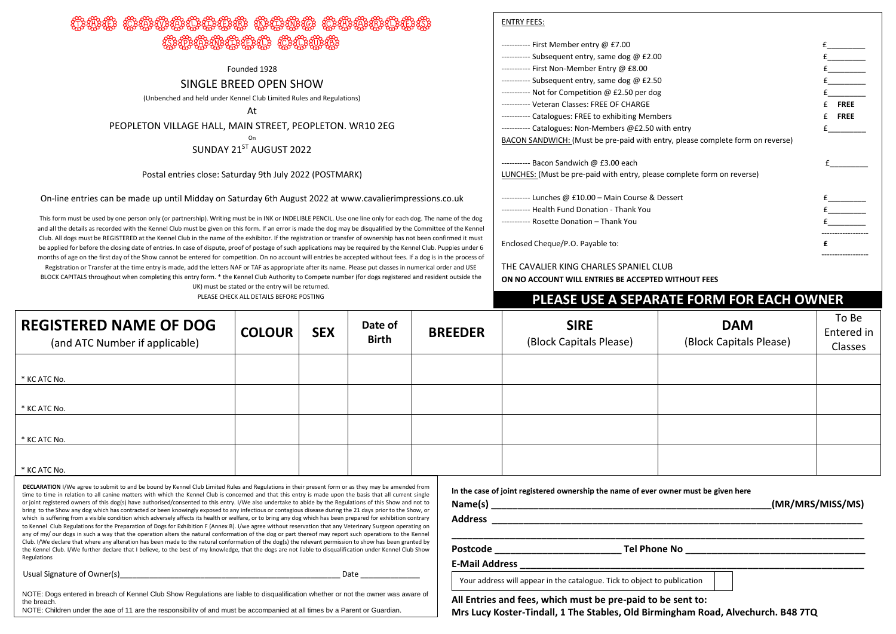# THE CAVALIER KING CHARLES SPANIEL CLUB

Founded 1928

## SINGLE BREED OPEN SHOW

(Unbenched and held under Kennel Club Limited Rules and Regulations)

At

PEOPLETON VILLAGE HALL, MAIN STREET, PEOPLETON. WR10 2EG

On

SUNDAY 21ST AUGUST 2022

Postal entries close: Saturday 9th July 2022 (POSTMARK)

On-line entries can be made up until Midday on Saturday 6th August 2022 at www.cavalierimpressions.co.uk

This form must be used by one person only (or partnership). Writing must be in INK or INDELIBLE PENCIL. Use one line only for each dog. The name of the dog and all the details as recorded with the Kennel Club must be given on this form. If an error is made the dog may be disqualified by the Committee of the Kennel Club. All dogs must be REGISTERED at the Kennel Club in the name of the exhibitor. If the registration or transfer of ownership has not been confirmed it must be applied for before the closing date of entries. In case of dispute, proof of postage of such applications may be required by the Kennel Club. Puppies under 6 months of age on the first day of the Show cannot be entered for competition. On no account will entries be accepted without fees. If a dog is in the process of Registration or Transfer at the time entry is made, add the letters NAF or TAF as appropriate after its name. Please put classes in numerical order and USE BLOCK CAPITALS throughout when completing this entry form. * the Kennel Club Authority to Compete number (for dogs registered and resident outside the UK) must be stated or the entry will be returned.

PLEASE CHECK ALL DETAILS BEFORE POSTING

**ENTRY FEES:**

| | |
|---|---|
| ---------- First Member entry @ £7.00 | £________ |
| ---------- Subsequent entry, same dog @ £2.00 | £________ |
| ---------- First Non-Member Entry @ £8.00 | £________ |
| ---------- Subsequent entry, same dog @ £2.50 | £________ |
| ---------- Not for Competition @ £2.50 per dog | £________ |
| ---------- Veteran Classes: FREE OF CHARGE | £ **FREE** |
| ---------- Catalogues: FREE to exhibiting Members | £ **FREE** |
| ---------- Catalogues: Non-Members @£2.50 with entry | £________ |
| BACON SANDWICH: (Must be pre-paid with entry, please complete form on reverse) | |
| ---------- Bacon Sandwich @ £3.00 each | £________ |
| LUNCHES: (Must be pre-paid with entry, please complete form on reverse) | |
| ---------- Lunches @ £10.00 – Main Course & Dessert | £________ |
| ---------- Health Fund Donation - Thank You | £________ |
| ---------- Rosette Donation – Thank You | £________ |
| Enclosed Cheque/P.O. Payable to: | **£** |

THE CAVALIER KING CHARLES SPANIEL CLUB

**ON NO ACCOUNT WILL ENTRIES BE ACCEPTED WITHOUT FEES**

## PLEASE USE A SEPARATE FORM FOR EACH OWNER

| REGISTERED NAME OF DOG (and ATC Number if applicable) | COLOUR | SEX | Date of Birth | BREEDER | SIRE (Block Capitals Please) | DAM (Block Capitals Please) | To Be Entered in Classes |
|---|---|---|---|---|---|---|---|
| * KC ATC No. | | | | | | | |
| * KC ATC No. | | | | | | | |
| * KC ATC No. | | | | | | | |
| * KC ATC No. | | | | | | | |

**DECLARATION** I/We agree to submit to and be bound by Kennel Club Limited Rules and Regulations in their present form or as they may be amended from time to time in relation to all canine matters with which the Kennel Club is concerned and that this entry is made upon the basis that all current single or joint registered owners of this dog(s) have authorised/consented to this entry. I/We also undertake to abide by the Regulations of this Show and not to bring to the Show any dog which has contracted or been knowingly exposed to any infectious or contagious disease during the 21 days prior to the Show, or which is suffering from a visible condition which adversely affects its health or welfare, or to bring any dog which has been prepared for exhibition contrary to Kennel Club Regulations for the Preparation of Dogs for Exhibition F (Annex B). I/we agree without reservation that any Veterinary Surgeon operating on any of my/ our dogs in such a way that the operation alters the natural conformation of the dog or part thereof may report such operations to the Kennel Club. I/We declare that where any alteration has been made to the natural conformation of the dog(s) the relevant permission to show has been granted by the Kennel Club. I/We further declare that I believe, to the best of my knowledge, that the dogs are not liable to disqualification under Kennel Club Show Regulations

Usual Signature of Owner(s)____________________________________________________ Date ______________

NOTE: Dogs entered in breach of Kennel Club Show Regulations are liable to disqualification whether or not the owner was aware of the breach.

NOTE: Children under the age of 11 are the responsibility of and must be accompanied at all times by a Parent or Guardian.

**In the case of joint registered ownership the name of ever owner must be given here**

**Name(s)** ______________________________________________________(MR/MRS/MISS/MS)

**Address** ________________________________________________________________________

__________________________________________________________________________________

**Postcode** ________________________ **Tel Phone No** __________________________________

**E-Mail Address** ___________________________________________________________________

Your address will appear in the catalogue. Tick to object to publication ☐

**All Entries and fees, which must be pre-paid to be sent to:**

**Mrs Lucy Koster-Tindall, 1 The Stables, Old Birmingham Road, Alvechurch. B48 7TQ**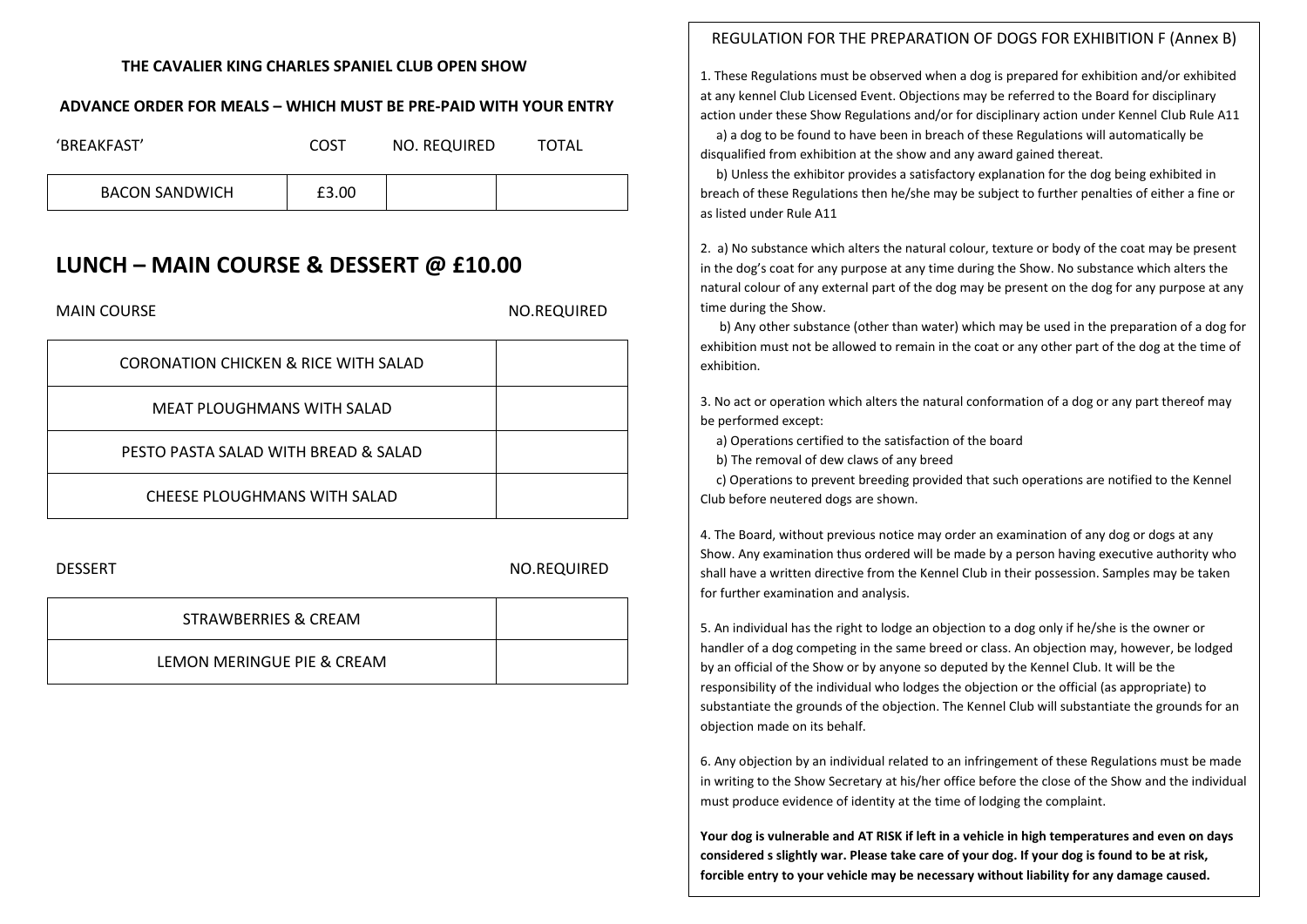**THE CAVALIER KING CHARLES SPANIEL CLUB OPEN SHOW**

**ADVANCE ORDER FOR MEALS – WHICH MUST BE PRE-PAID WITH YOUR ENTRY**

| 'BREAKFAST' | COST | NO. REQUIRED | TOTAL |
|---|---|---|---|
| BACON SANDWICH | £3.00 | | |

## LUNCH – MAIN COURSE & DESSERT @ £10.00

| MAIN COURSE | NO.REQUIRED |
|---|---|
| CORONATION CHICKEN & RICE WITH SALAD | |
| MEAT PLOUGHMANS WITH SALAD | |
| PESTO PASTA SALAD WITH BREAD & SALAD | |
| CHEESE PLOUGHMANS WITH SALAD | |

| DESSERT | NO.REQUIRED |
|---|---|
| STRAWBERRIES & CREAM | |
| LEMON MERINGUE PIE & CREAM | |

REGULATION FOR THE PREPARATION OF DOGS FOR EXHIBITION F (Annex B)

1. These Regulations must be observed when a dog is prepared for exhibition and/or exhibited at any kennel Club Licensed Event. Objections may be referred to the Board for disciplinary action under these Show Regulations and/or for disciplinary action under Kennel Club Rule A11
   a) a dog to be found to have been in breach of these Regulations will automatically be disqualified from exhibition at the show and any award gained thereat.
   b) Unless the exhibitor provides a satisfactory explanation for the dog being exhibited in breach of these Regulations then he/she may be subject to further penalties of either a fine or as listed under Rule A11

2. a) No substance which alters the natural colour, texture or body of the coat may be present in the dog's coat for any purpose at any time during the Show. No substance which alters the natural colour of any external part of the dog may be present on the dog for any purpose at any time during the Show.
   b) Any other substance (other than water) which may be used in the preparation of a dog for exhibition must not be allowed to remain in the coat or any other part of the dog at the time of exhibition.

3. No act or operation which alters the natural conformation of a dog or any part thereof may be performed except:
   a) Operations certified to the satisfaction of the board
   b) The removal of dew claws of any breed
   c) Operations to prevent breeding provided that such operations are notified to the Kennel Club before neutered dogs are shown.

4. The Board, without previous notice may order an examination of any dog or dogs at any Show. Any examination thus ordered will be made by a person having executive authority who shall have a written directive from the Kennel Club in their possession. Samples may be taken for further examination and analysis.

5. An individual has the right to lodge an objection to a dog only if he/she is the owner or handler of a dog competing in the same breed or class. An objection may, however, be lodged by an official of the Show or by anyone so deputed by the Kennel Club. It will be the responsibility of the individual who lodges the objection or the official (as appropriate) to substantiate the grounds of the objection. The Kennel Club will substantiate the grounds for an objection made on its behalf.

6. Any objection by an individual related to an infringement of these Regulations must be made in writing to the Show Secretary at his/her office before the close of the Show and the individual must produce evidence of identity at the time of lodging the complaint.

**Your dog is vulnerable and AT RISK if left in a vehicle in high temperatures and even on days considered s slightly war. Please take care of your dog. If your dog is found to be at risk, forcible entry to your vehicle may be necessary without liability for any damage caused.**